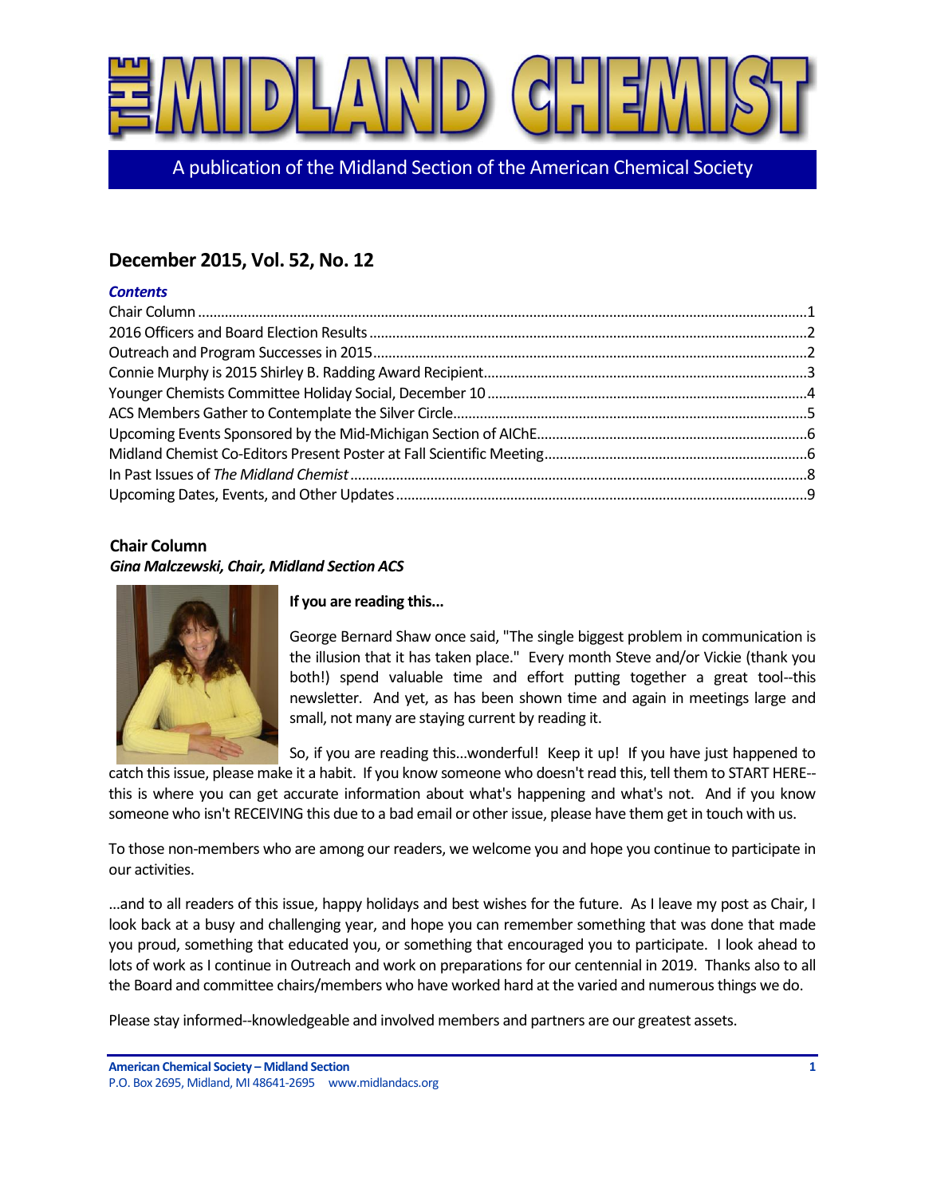# THE MIDLAND CHEMIST

A publication of the Midland Section of the American Chemical Society

## December 2015, Vol. 52, No. 12

***Contents***

Chair Column ....................1
2016 Officers and Board Election Results ....................2
Outreach and Program Successes in 2015 ....................2
Connie Murphy is 2015 Shirley B. Radding Award Recipient ....................3
Younger Chemists Committee Holiday Social, December 10 ....................4
ACS Members Gather to Contemplate the Silver Circle ....................5
Upcoming Events Sponsored by the Mid-Michigan Section of AIChE ....................6
Midland Chemist Co-Editors Present Poster at Fall Scientific Meeting ....................6
In Past Issues of *The Midland Chemist* ....................8
Upcoming Dates, Events, and Other Updates ....................9

### Chair Column

***Gina Malczewski, Chair, Midland Section ACS***

**If you are reading this...**

George Bernard Shaw once said, "The single biggest problem in communication is the illusion that it has taken place." Every month Steve and/or Vickie (thank you both!) spend valuable time and effort putting together a great tool--this newsletter. And yet, as has been shown time and again in meetings large and small, not many are staying current by reading it.

So, if you are reading this...wonderful! Keep it up! If you have just happened to catch this issue, please make it a habit. If you know someone who doesn't read this, tell them to START HERE--this is where you can get accurate information about what's happening and what's not. And if you know someone who isn't RECEIVING this due to a bad email or other issue, please have them get in touch with us.

To those non-members who are among our readers, we welcome you and hope you continue to participate in our activities.

...and to all readers of this issue, happy holidays and best wishes for the future. As I leave my post as Chair, I look back at a busy and challenging year, and hope you can remember something that was done that made you proud, something that educated you, or something that encouraged you to participate. I look ahead to lots of work as I continue in Outreach and work on preparations for our centennial in 2019. Thanks also to all the Board and committee chairs/members who have worked hard at the varied and numerous things we do.

Please stay informed--knowledgeable and involved members and partners are our greatest assets.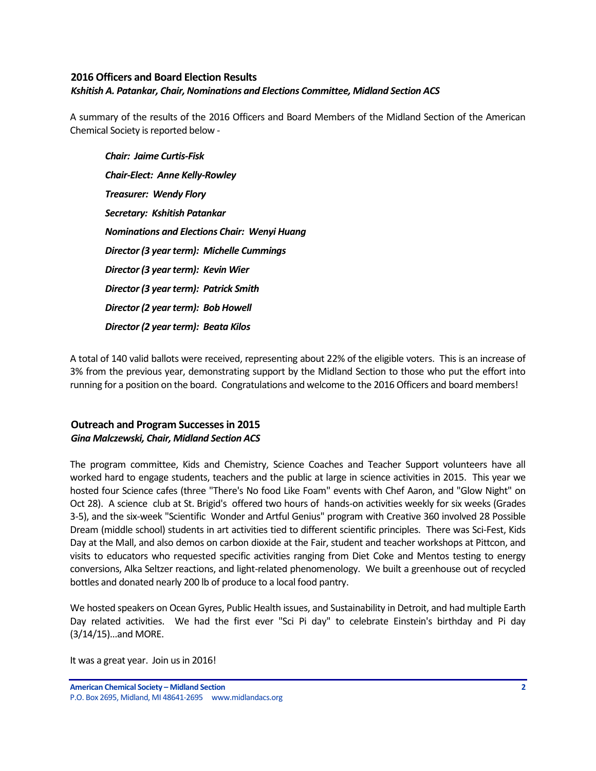## 2016 Officers and Board Election Results

***Kshitish A. Patankar, Chair, Nominations and Elections Committee, Midland Section ACS***

A summary of the results of the 2016 Officers and Board Members of the Midland Section of the American Chemical Society is reported below -

***Chair: Jaime Curtis-Fisk***

***Chair-Elect: Anne Kelly-Rowley***

***Treasurer: Wendy Flory***

***Secretary: Kshitish Patankar***

***Nominations and Elections Chair: Wenyi Huang***

***Director (3 year term): Michelle Cummings***

***Director (3 year term): Kevin Wier***

***Director (3 year term): Patrick Smith***

***Director (2 year term): Bob Howell***

***Director (2 year term): Beata Kilos***

A total of 140 valid ballots were received, representing about 22% of the eligible voters. This is an increase of 3% from the previous year, demonstrating support by the Midland Section to those who put the effort into running for a position on the board. Congratulations and welcome to the 2016 Officers and board members!

## Outreach and Program Successes in 2015

***Gina Malczewski, Chair, Midland Section ACS***

The program committee, Kids and Chemistry, Science Coaches and Teacher Support volunteers have all worked hard to engage students, teachers and the public at large in science activities in 2015. This year we hosted four Science cafes (three "There's No food Like Foam" events with Chef Aaron, and "Glow Night" on Oct 28). A science club at St. Brigid's offered two hours of hands-on activities weekly for six weeks (Grades 3-5), and the six-week "Scientific Wonder and Artful Genius" program with Creative 360 involved 28 Possible Dream (middle school) students in art activities tied to different scientific principles. There was Sci-Fest, Kids Day at the Mall, and also demos on carbon dioxide at the Fair, student and teacher workshops at Pittcon, and visits to educators who requested specific activities ranging from Diet Coke and Mentos testing to energy conversions, Alka Seltzer reactions, and light-related phenomenology. We built a greenhouse out of recycled bottles and donated nearly 200 lb of produce to a local food pantry.

We hosted speakers on Ocean Gyres, Public Health issues, and Sustainability in Detroit, and had multiple Earth Day related activities. We had the first ever "Sci Pi day" to celebrate Einstein's birthday and Pi day (3/14/15)...and MORE.

It was a great year. Join us in 2016!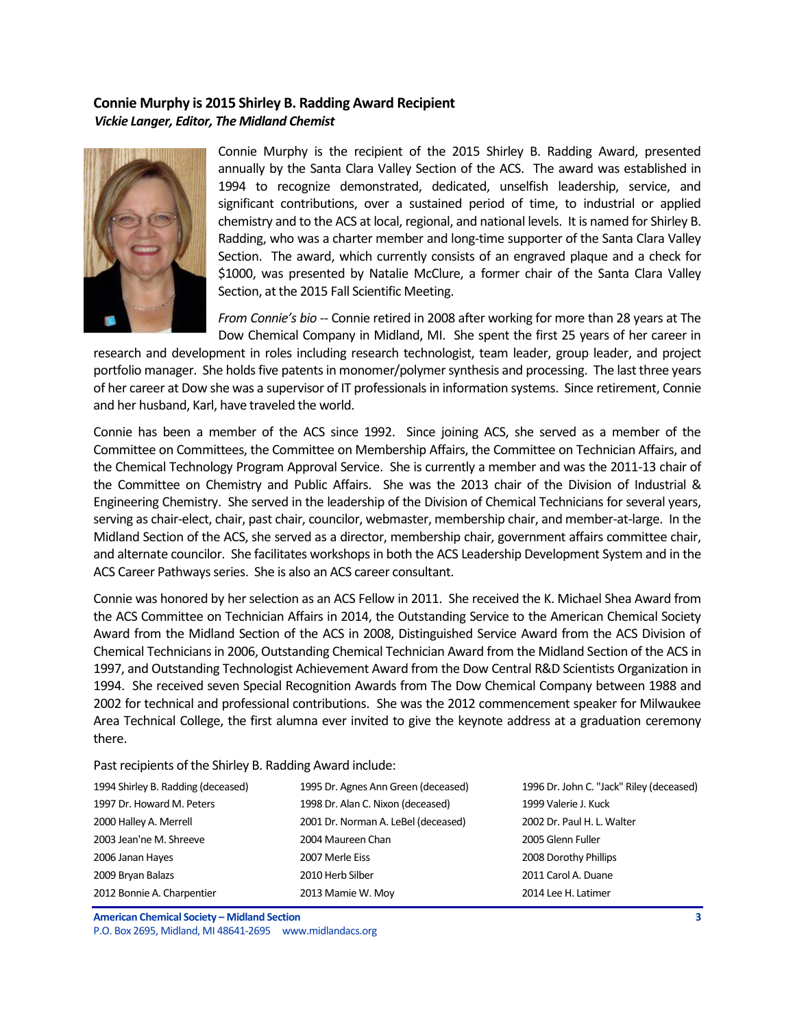## Connie Murphy is 2015 Shirley B. Radding Award Recipient

***Vickie Langer, Editor, The Midland Chemist***

Connie Murphy is the recipient of the 2015 Shirley B. Radding Award, presented annually by the Santa Clara Valley Section of the ACS. The award was established in 1994 to recognize demonstrated, dedicated, unselfish leadership, service, and significant contributions, over a sustained period of time, to industrial or applied chemistry and to the ACS at local, regional, and national levels. It is named for Shirley B. Radding, who was a charter member and long-time supporter of the Santa Clara Valley Section. The award, which currently consists of an engraved plaque and a check for $1000, was presented by Natalie McClure, a former chair of the Santa Clara Valley Section, at the 2015 Fall Scientific Meeting.

*From Connie's bio* -- Connie retired in 2008 after working for more than 28 years at The Dow Chemical Company in Midland, MI. She spent the first 25 years of her career in research and development in roles including research technologist, team leader, group leader, and project portfolio manager. She holds five patents in monomer/polymer synthesis and processing. The last three years of her career at Dow she was a supervisor of IT professionals in information systems. Since retirement, Connie and her husband, Karl, have traveled the world.

Connie has been a member of the ACS since 1992. Since joining ACS, she served as a member of the Committee on Committees, the Committee on Membership Affairs, the Committee on Technician Affairs, and the Chemical Technology Program Approval Service. She is currently a member and was the 2011-13 chair of the Committee on Chemistry and Public Affairs. She was the 2013 chair of the Division of Industrial & Engineering Chemistry. She served in the leadership of the Division of Chemical Technicians for several years, serving as chair-elect, chair, past chair, councilor, webmaster, membership chair, and member-at-large. In the Midland Section of the ACS, she served as a director, membership chair, government affairs committee chair, and alternate councilor. She facilitates workshops in both the ACS Leadership Development System and in the ACS Career Pathways series. She is also an ACS career consultant.

Connie was honored by her selection as an ACS Fellow in 2011. She received the K. Michael Shea Award from the ACS Committee on Technician Affairs in 2014, the Outstanding Service to the American Chemical Society Award from the Midland Section of the ACS in 2008, Distinguished Service Award from the ACS Division of Chemical Technicians in 2006, Outstanding Chemical Technician Award from the Midland Section of the ACS in 1997, and Outstanding Technologist Achievement Award from the Dow Central R&D Scientists Organization in 1994. She received seven Special Recognition Awards from The Dow Chemical Company between 1988 and 2002 for technical and professional contributions. She was the 2012 commencement speaker for Milwaukee Area Technical College, the first alumna ever invited to give the keynote address at a graduation ceremony there.

Past recipients of the Shirley B. Radding Award include:

| | | |
|---|---|---|
| 1994 Shirley B. Radding (deceased) | 1995 Dr. Agnes Ann Green (deceased) | 1996 Dr. John C. "Jack" Riley (deceased) |
| 1997 Dr. Howard M. Peters | 1998 Dr. Alan C. Nixon (deceased) | 1999 Valerie J. Kuck |
| 2000 Halley A. Merrell | 2001 Dr. Norman A. LeBel (deceased) | 2002 Dr. Paul H. L. Walter |
| 2003 Jean'ne M. Shreeve | 2004 Maureen Chan | 2005 Glenn Fuller |
| 2006 Janan Hayes | 2007 Merle Eiss | 2008 Dorothy Phillips |
| 2009 Bryan Balazs | 2010 Herb Silber | 2011 Carol A. Duane |
| 2012 Bonnie A. Charpentier | 2013 Mamie W. Moy | 2014 Lee H. Latimer |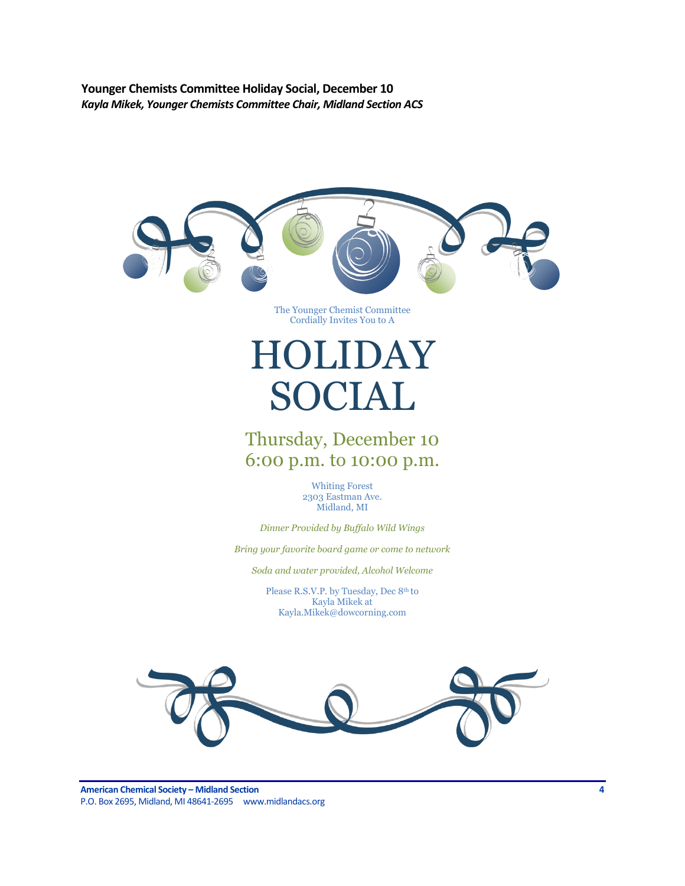## Younger Chemists Committee Holiday Social, December 10

***Kayla Mikek, Younger Chemists Committee Chair, Midland Section ACS***

The Younger Chemist Committee
Cordially Invites You to A

# HOLIDAY SOCIAL

## Thursday, December 10
## 6:00 p.m. to 10:00 p.m.

Whiting Forest
2303 Eastman Ave.
Midland, MI

*Dinner Provided by Buffalo Wild Wings*

*Bring your favorite board game or come to network*

*Soda and water provided, Alcohol Welcome*

Please R.S.V.P. by Tuesday, Dec 8th to
Kayla Mikek at
Kayla.Mikek@dowcorning.com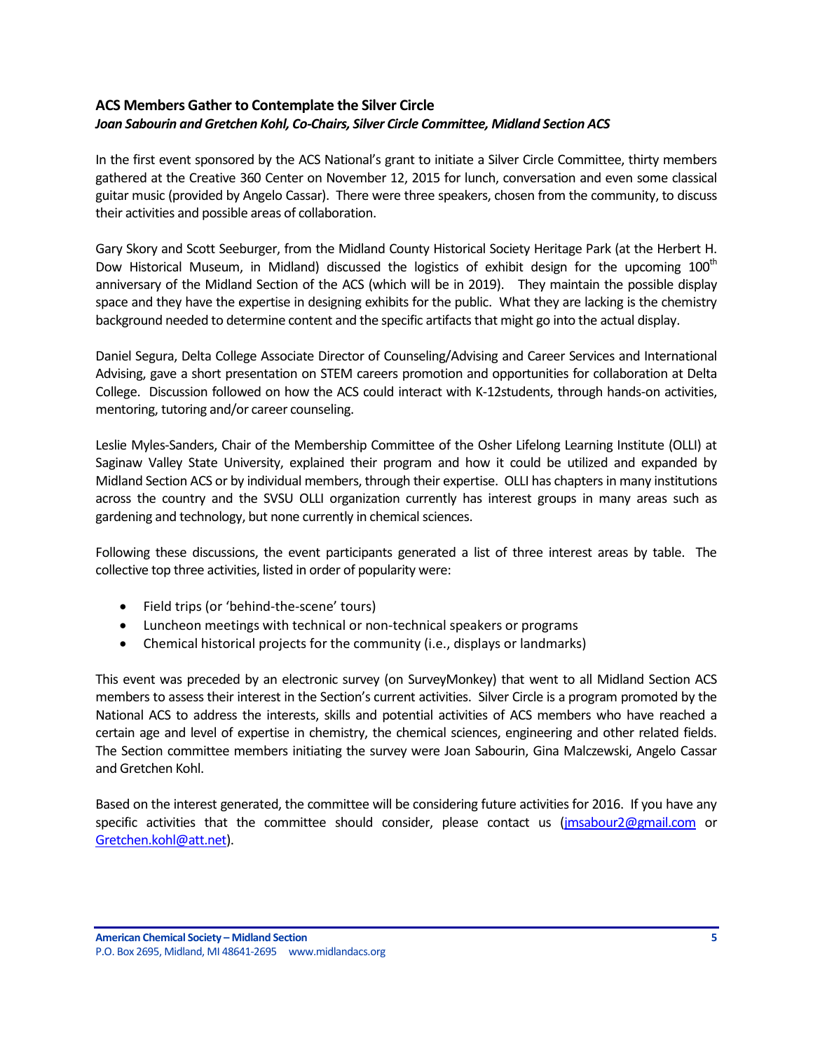## ACS Members Gather to Contemplate the Silver Circle

***Joan Sabourin and Gretchen Kohl, Co-Chairs, Silver Circle Committee, Midland Section ACS***

In the first event sponsored by the ACS National's grant to initiate a Silver Circle Committee, thirty members gathered at the Creative 360 Center on November 12, 2015 for lunch, conversation and even some classical guitar music (provided by Angelo Cassar). There were three speakers, chosen from the community, to discuss their activities and possible areas of collaboration.

Gary Skory and Scott Seeburger, from the Midland County Historical Society Heritage Park (at the Herbert H. Dow Historical Museum, in Midland) discussed the logistics of exhibit design for the upcoming 100$^{th}$ anniversary of the Midland Section of the ACS (which will be in 2019). They maintain the possible display space and they have the expertise in designing exhibits for the public. What they are lacking is the chemistry background needed to determine content and the specific artifacts that might go into the actual display.

Daniel Segura, Delta College Associate Director of Counseling/Advising and Career Services and International Advising, gave a short presentation on STEM careers promotion and opportunities for collaboration at Delta College. Discussion followed on how the ACS could interact with K-12students, through hands-on activities, mentoring, tutoring and/or career counseling.

Leslie Myles-Sanders, Chair of the Membership Committee of the Osher Lifelong Learning Institute (OLLI) at Saginaw Valley State University, explained their program and how it could be utilized and expanded by Midland Section ACS or by individual members, through their expertise. OLLI has chapters in many institutions across the country and the SVSU OLLI organization currently has interest groups in many areas such as gardening and technology, but none currently in chemical sciences.

Following these discussions, the event participants generated a list of three interest areas by table. The collective top three activities, listed in order of popularity were:

- Field trips (or 'behind-the-scene' tours)
- Luncheon meetings with technical or non-technical speakers or programs
- Chemical historical projects for the community (i.e., displays or landmarks)

This event was preceded by an electronic survey (on SurveyMonkey) that went to all Midland Section ACS members to assess their interest in the Section's current activities. Silver Circle is a program promoted by the National ACS to address the interests, skills and potential activities of ACS members who have reached a certain age and level of expertise in chemistry, the chemical sciences, engineering and other related fields. The Section committee members initiating the survey were Joan Sabourin, Gina Malczewski, Angelo Cassar and Gretchen Kohl.

Based on the interest generated, the committee will be considering future activities for 2016. If you have any specific activities that the committee should consider, please contact us (jmsabour2@gmail.com or Gretchen.kohl@att.net).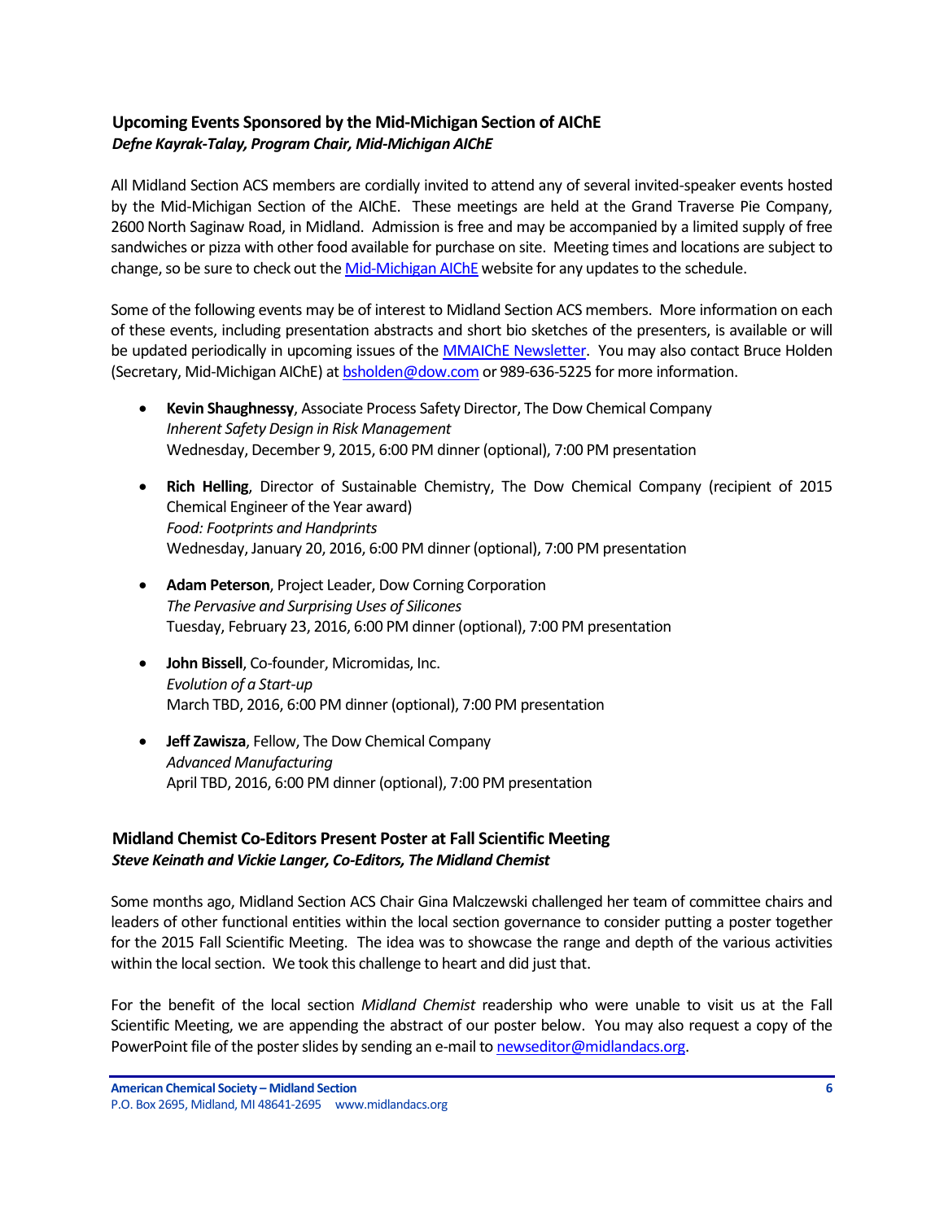## Upcoming Events Sponsored by the Mid-Michigan Section of AIChE

***Defne Kayrak-Talay, Program Chair, Mid-Michigan AIChE***

All Midland Section ACS members are cordially invited to attend any of several invited-speaker events hosted by the Mid-Michigan Section of the AIChE. These meetings are held at the Grand Traverse Pie Company, 2600 North Saginaw Road, in Midland. Admission is free and may be accompanied by a limited supply of free sandwiches or pizza with other food available for purchase on site. Meeting times and locations are subject to change, so be sure to check out the Mid-Michigan AIChE website for any updates to the schedule.

Some of the following events may be of interest to Midland Section ACS members. More information on each of these events, including presentation abstracts and short bio sketches of the presenters, is available or will be updated periodically in upcoming issues of the MMAIChE Newsletter. You may also contact Bruce Holden (Secretary, Mid-Michigan AIChE) at bsholden@dow.com or 989-636-5225 for more information.

- **Kevin Shaughnessy**, Associate Process Safety Director, The Dow Chemical Company
  *Inherent Safety Design in Risk Management*
  Wednesday, December 9, 2015, 6:00 PM dinner (optional), 7:00 PM presentation

- **Rich Helling**, Director of Sustainable Chemistry, The Dow Chemical Company (recipient of 2015 Chemical Engineer of the Year award)
  *Food: Footprints and Handprints*
  Wednesday, January 20, 2016, 6:00 PM dinner (optional), 7:00 PM presentation

- **Adam Peterson**, Project Leader, Dow Corning Corporation
  *The Pervasive and Surprising Uses of Silicones*
  Tuesday, February 23, 2016, 6:00 PM dinner (optional), 7:00 PM presentation

- **John Bissell**, Co-founder, Micromidas, Inc.
  *Evolution of a Start-up*
  March TBD, 2016, 6:00 PM dinner (optional), 7:00 PM presentation

- **Jeff Zawisza**, Fellow, The Dow Chemical Company
  *Advanced Manufacturing*
  April TBD, 2016, 6:00 PM dinner (optional), 7:00 PM presentation

## Midland Chemist Co-Editors Present Poster at Fall Scientific Meeting

***Steve Keinath and Vickie Langer, Co-Editors, The Midland Chemist***

Some months ago, Midland Section ACS Chair Gina Malczewski challenged her team of committee chairs and leaders of other functional entities within the local section governance to consider putting a poster together for the 2015 Fall Scientific Meeting. The idea was to showcase the range and depth of the various activities within the local section. We took this challenge to heart and did just that.

For the benefit of the local section *Midland Chemist* readership who were unable to visit us at the Fall Scientific Meeting, we are appending the abstract of our poster below. You may also request a copy of the PowerPoint file of the poster slides by sending an e-mail to newseditor@midlandacs.org.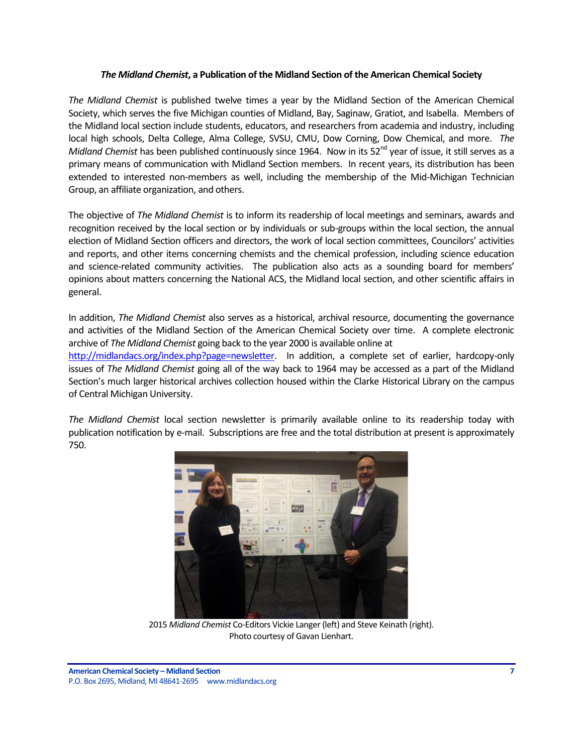***The Midland Chemist*, a Publication of the Midland Section of the American Chemical Society**

*The Midland Chemist* is published twelve times a year by the Midland Section of the American Chemical Society, which serves the five Michigan counties of Midland, Bay, Saginaw, Gratiot, and Isabella. Members of the Midland local section include students, educators, and researchers from academia and industry, including local high schools, Delta College, Alma College, SVSU, CMU, Dow Corning, Dow Chemical, and more. *The Midland Chemist* has been published continuously since 1964. Now in its 52nd year of issue, it still serves as a primary means of communication with Midland Section members. In recent years, its distribution has been extended to interested non-members as well, including the membership of the Mid-Michigan Technician Group, an affiliate organization, and others.

The objective of *The Midland Chemist* is to inform its readership of local meetings and seminars, awards and recognition received by the local section or by individuals or sub-groups within the local section, the annual election of Midland Section officers and directors, the work of local section committees, Councilors' activities and reports, and other items concerning chemists and the chemical profession, including science education and science-related community activities. The publication also acts as a sounding board for members' opinions about matters concerning the National ACS, the Midland local section, and other scientific affairs in general.

In addition, *The Midland Chemist* also serves as a historical, archival resource, documenting the governance and activities of the Midland Section of the American Chemical Society over time. A complete electronic archive of *The Midland Chemist* going back to the year 2000 is available online at [http://midlandacs.org/index.php?page=newsletter](http://midlandacs.org/index.php?page=newsletter). In addition, a complete set of earlier, hardcopy-only issues of *The Midland Chemist* going all of the way back to 1964 may be accessed as a part of the Midland Section's much larger historical archives collection housed within the Clarke Historical Library on the campus of Central Michigan University.

*The Midland Chemist* local section newsletter is primarily available online to its readership today with publication notification by e-mail. Subscriptions are free and the total distribution at present is approximately 750.

2015 *Midland Chemist* Co-Editors Vickie Langer (left) and Steve Keinath (right).
Photo courtesy of Gavan Lienhart.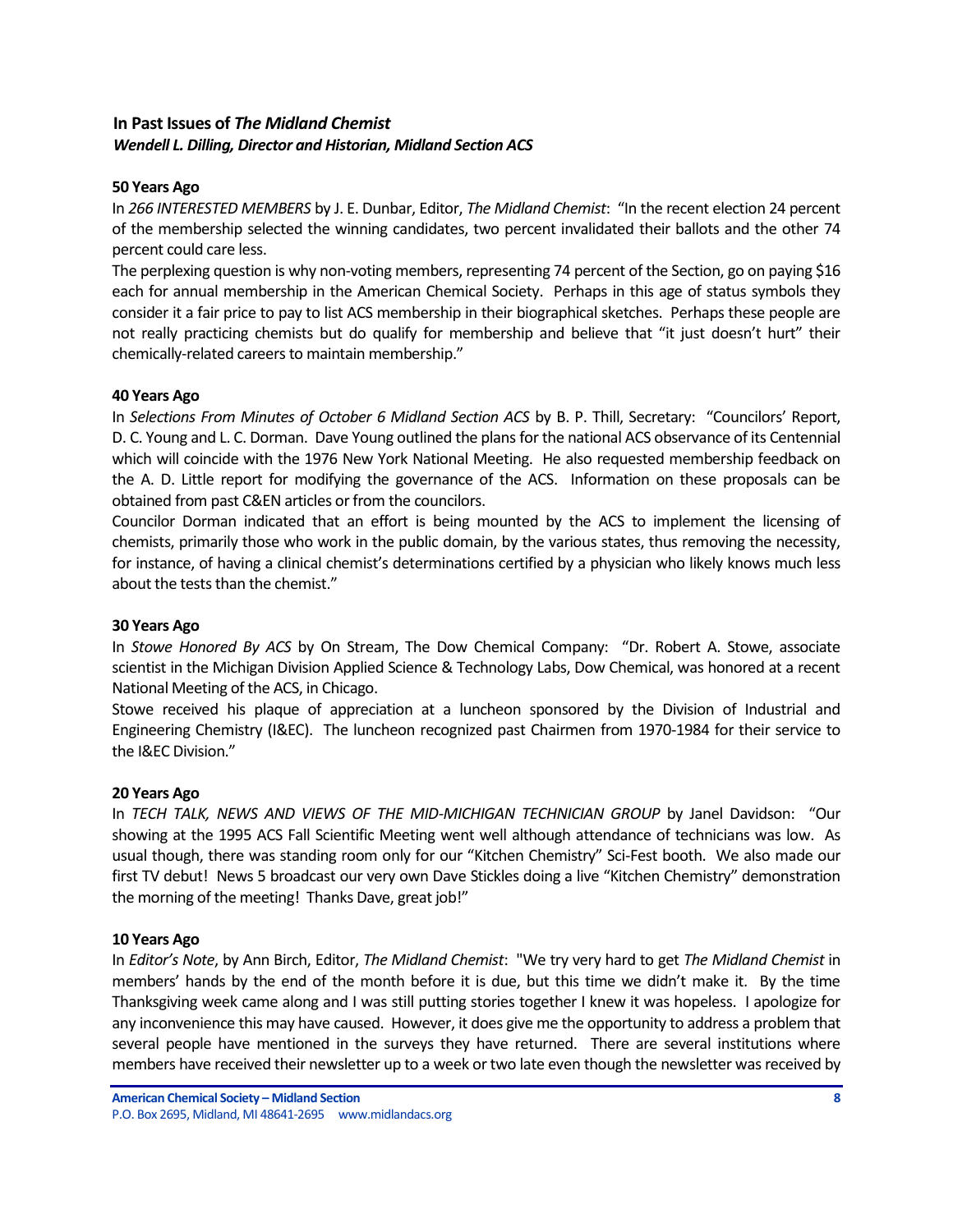## In Past Issues of *The Midland Chemist*

***Wendell L. Dilling, Director and Historian, Midland Section ACS***

### 50 Years Ago

In *266 INTERESTED MEMBERS* by J. E. Dunbar, Editor, *The Midland Chemist*: "In the recent election 24 percent of the membership selected the winning candidates, two percent invalidated their ballots and the other 74 percent could care less.

The perplexing question is why non-voting members, representing 74 percent of the Section, go on paying $16 each for annual membership in the American Chemical Society. Perhaps in this age of status symbols they consider it a fair price to pay to list ACS membership in their biographical sketches. Perhaps these people are not really practicing chemists but do qualify for membership and believe that "it just doesn't hurt" their chemically-related careers to maintain membership."

### 40 Years Ago

In *Selections From Minutes of October 6 Midland Section ACS* by B. P. Thill, Secretary: "Councilors' Report, D. C. Young and L. C. Dorman. Dave Young outlined the plans for the national ACS observance of its Centennial which will coincide with the 1976 New York National Meeting. He also requested membership feedback on the A. D. Little report for modifying the governance of the ACS. Information on these proposals can be obtained from past C&EN articles or from the councilors.

Councilor Dorman indicated that an effort is being mounted by the ACS to implement the licensing of chemists, primarily those who work in the public domain, by the various states, thus removing the necessity, for instance, of having a clinical chemist's determinations certified by a physician who likely knows much less about the tests than the chemist."

### 30 Years Ago

In *Stowe Honored By ACS* by On Stream, The Dow Chemical Company: "Dr. Robert A. Stowe, associate scientist in the Michigan Division Applied Science & Technology Labs, Dow Chemical, was honored at a recent National Meeting of the ACS, in Chicago.

Stowe received his plaque of appreciation at a luncheon sponsored by the Division of Industrial and Engineering Chemistry (I&EC). The luncheon recognized past Chairmen from 1970-1984 for their service to the I&EC Division."

### 20 Years Ago

In *TECH TALK, NEWS AND VIEWS OF THE MID-MICHIGAN TECHNICIAN GROUP* by Janel Davidson: "Our showing at the 1995 ACS Fall Scientific Meeting went well although attendance of technicians was low. As usual though, there was standing room only for our "Kitchen Chemistry" Sci-Fest booth. We also made our first TV debut! News 5 broadcast our very own Dave Stickles doing a live "Kitchen Chemistry" demonstration the morning of the meeting! Thanks Dave, great job!"

### 10 Years Ago

In *Editor's Note*, by Ann Birch, Editor, *The Midland Chemist*: "We try very hard to get *The Midland Chemist* in members' hands by the end of the month before it is due, but this time we didn't make it. By the time Thanksgiving week came along and I was still putting stories together I knew it was hopeless. I apologize for any inconvenience this may have caused. However, it does give me the opportunity to address a problem that several people have mentioned in the surveys they have returned. There are several institutions where members have received their newsletter up to a week or two late even though the newsletter was received by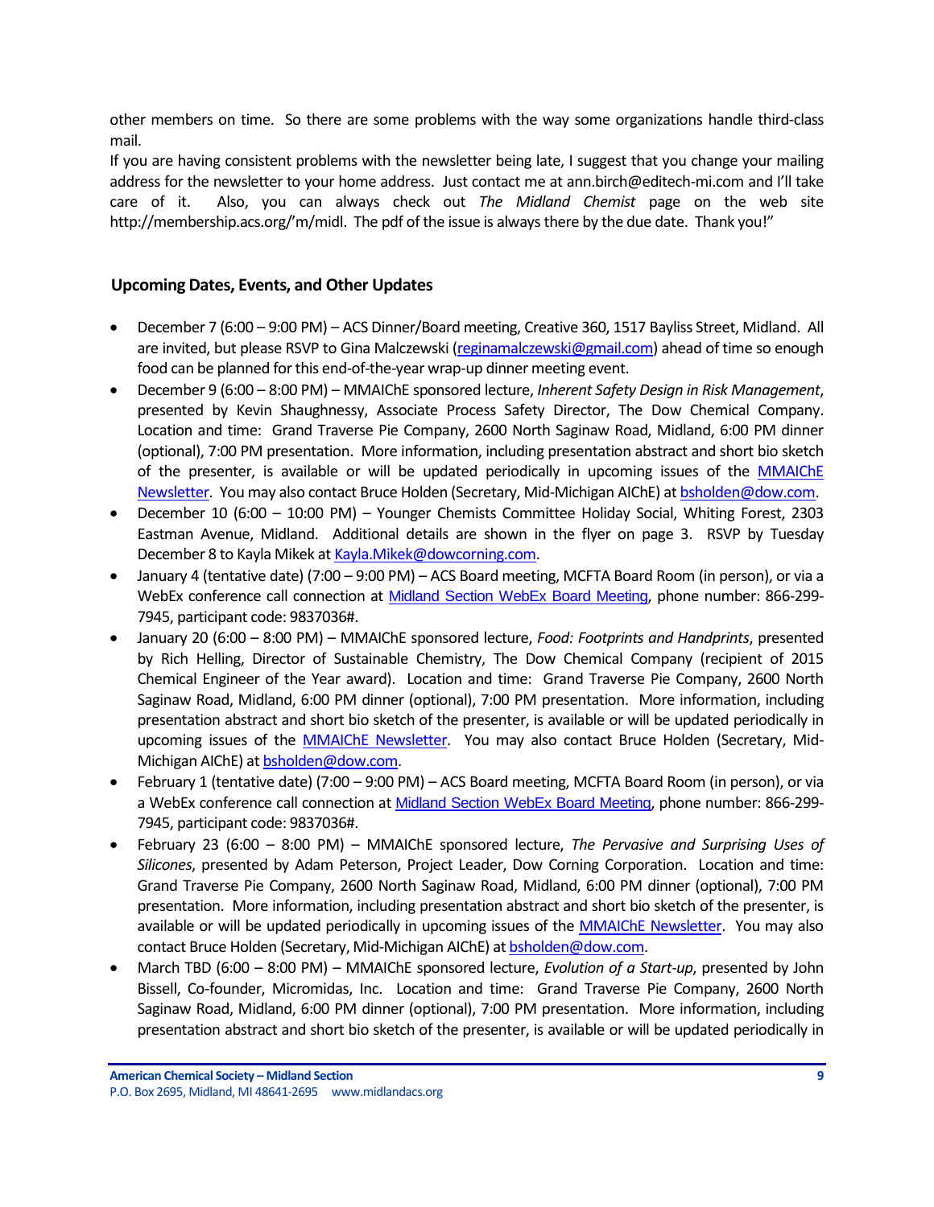other members on time. So there are some problems with the way some organizations handle third-class mail.

If you are having consistent problems with the newsletter being late, I suggest that you change your mailing address for the newsletter to your home address. Just contact me at ann.birch@editech-mi.com and I'll take care of it. Also, you can always check out *The Midland Chemist* page on the web site http://membership.acs.org/'m/midl. The pdf of the issue is always there by the due date. Thank you!"

## Upcoming Dates, Events, and Other Updates

- December 7 (6:00 – 9:00 PM) – ACS Dinner/Board meeting, Creative 360, 1517 Bayliss Street, Midland. All are invited, but please RSVP to Gina Malczewski (reginamalczewski@gmail.com) ahead of time so enough food can be planned for this end-of-the-year wrap-up dinner meeting event.
- December 9 (6:00 – 8:00 PM) – MMAIChE sponsored lecture, *Inherent Safety Design in Risk Management*, presented by Kevin Shaughnessy, Associate Process Safety Director, The Dow Chemical Company. Location and time: Grand Traverse Pie Company, 2600 North Saginaw Road, Midland, 6:00 PM dinner (optional), 7:00 PM presentation. More information, including presentation abstract and short bio sketch of the presenter, is available or will be updated periodically in upcoming issues of the MMAIChE Newsletter. You may also contact Bruce Holden (Secretary, Mid-Michigan AIChE) at bsholden@dow.com.
- December 10 (6:00 – 10:00 PM) – Younger Chemists Committee Holiday Social, Whiting Forest, 2303 Eastman Avenue, Midland. Additional details are shown in the flyer on page 3. RSVP by Tuesday December 8 to Kayla Mikek at Kayla.Mikek@dowcorning.com.
- January 4 (tentative date) (7:00 – 9:00 PM) – ACS Board meeting, MCFTA Board Room (in person), or via a WebEx conference call connection at Midland Section WebEx Board Meeting, phone number: 866-299-7945, participant code: 9837036#.
- January 20 (6:00 – 8:00 PM) – MMAIChE sponsored lecture, *Food: Footprints and Handprints*, presented by Rich Helling, Director of Sustainable Chemistry, The Dow Chemical Company (recipient of 2015 Chemical Engineer of the Year award). Location and time: Grand Traverse Pie Company, 2600 North Saginaw Road, Midland, 6:00 PM dinner (optional), 7:00 PM presentation. More information, including presentation abstract and short bio sketch of the presenter, is available or will be updated periodically in upcoming issues of the MMAIChE Newsletter. You may also contact Bruce Holden (Secretary, Mid-Michigan AIChE) at bsholden@dow.com.
- February 1 (tentative date) (7:00 – 9:00 PM) – ACS Board meeting, MCFTA Board Room (in person), or via a WebEx conference call connection at Midland Section WebEx Board Meeting, phone number: 866-299-7945, participant code: 9837036#.
- February 23 (6:00 – 8:00 PM) – MMAIChE sponsored lecture, *The Pervasive and Surprising Uses of Silicones*, presented by Adam Peterson, Project Leader, Dow Corning Corporation. Location and time: Grand Traverse Pie Company, 2600 North Saginaw Road, Midland, 6:00 PM dinner (optional), 7:00 PM presentation. More information, including presentation abstract and short bio sketch of the presenter, is available or will be updated periodically in upcoming issues of the MMAIChE Newsletter. You may also contact Bruce Holden (Secretary, Mid-Michigan AIChE) at bsholden@dow.com.
- March TBD (6:00 – 8:00 PM) – MMAIChE sponsored lecture, *Evolution of a Start-up*, presented by John Bissell, Co-founder, Micromidas, Inc. Location and time: Grand Traverse Pie Company, 2600 North Saginaw Road, Midland, 6:00 PM dinner (optional), 7:00 PM presentation. More information, including presentation abstract and short bio sketch of the presenter, is available or will be updated periodically in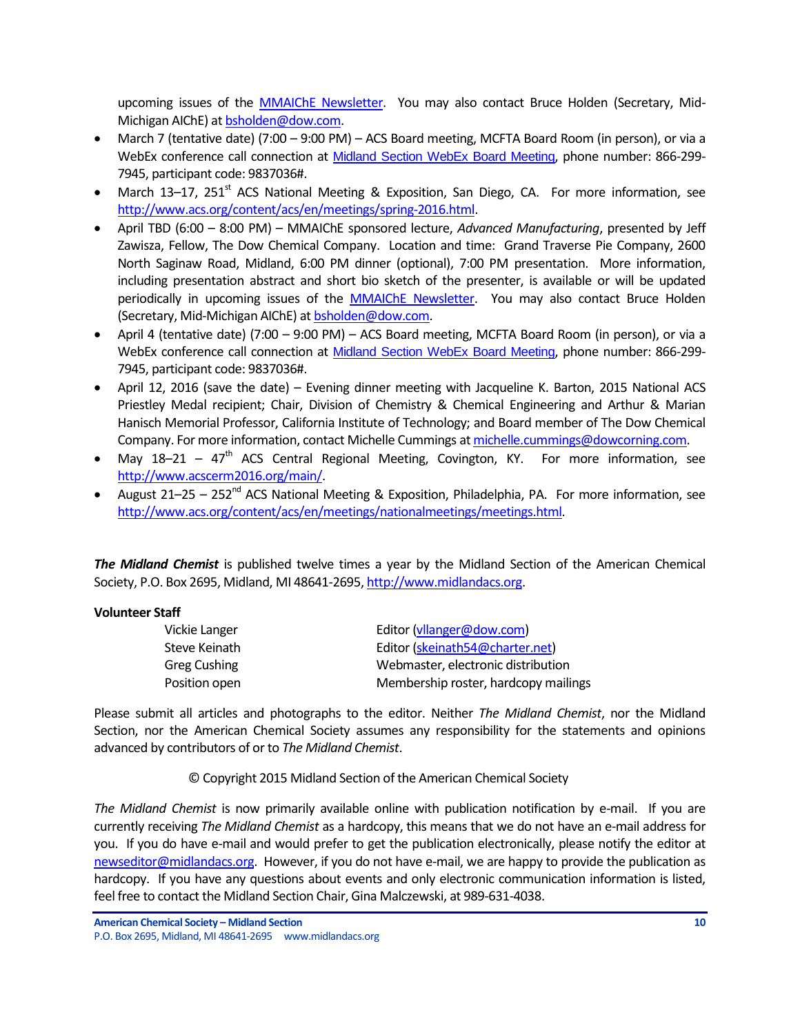upcoming issues of the [MMAIChE Newsletter](). You may also contact Bruce Holden (Secretary, Mid-Michigan AIChE) at bsholden@dow.com.

- March 7 (tentative date) (7:00 – 9:00 PM) – ACS Board meeting, MCFTA Board Room (in person), or via a WebEx conference call connection at Midland Section WebEx Board Meeting, phone number: 866-299-7945, participant code: 9837036#.
- March 13–17, 251st ACS National Meeting & Exposition, San Diego, CA. For more information, see http://www.acs.org/content/acs/en/meetings/spring-2016.html.
- April TBD (6:00 – 8:00 PM) – MMAIChE sponsored lecture, *Advanced Manufacturing*, presented by Jeff Zawisza, Fellow, The Dow Chemical Company. Location and time: Grand Traverse Pie Company, 2600 North Saginaw Road, Midland, 6:00 PM dinner (optional), 7:00 PM presentation. More information, including presentation abstract and short bio sketch of the presenter, is available or will be updated periodically in upcoming issues of the MMAIChE Newsletter. You may also contact Bruce Holden (Secretary, Mid-Michigan AIChE) at bsholden@dow.com.
- April 4 (tentative date) (7:00 – 9:00 PM) – ACS Board meeting, MCFTA Board Room (in person), or via a WebEx conference call connection at Midland Section WebEx Board Meeting, phone number: 866-299-7945, participant code: 9837036#.
- April 12, 2016 (save the date) – Evening dinner meeting with Jacqueline K. Barton, 2015 National ACS Priestley Medal recipient; Chair, Division of Chemistry & Chemical Engineering and Arthur & Marian Hanisch Memorial Professor, California Institute of Technology; and Board member of The Dow Chemical Company. For more information, contact Michelle Cummings at michelle.cummings@dowcorning.com.
- May 18–21 – 47th ACS Central Regional Meeting, Covington, KY. For more information, see http://www.acscerm2016.org/main/.
- August 21–25 – 252nd ACS National Meeting & Exposition, Philadelphia, PA. For more information, see http://www.acs.org/content/acs/en/meetings/nationalmeetings/meetings.html.

***The Midland Chemist*** is published twelve times a year by the Midland Section of the American Chemical Society, P.O. Box 2695, Midland, MI 48641-2695, http://www.midlandacs.org.

**Volunteer Staff**

| | |
|---|---|
| Vickie Langer | Editor (vllanger@dow.com) |
| Steve Keinath | Editor (skeinath54@charter.net) |
| Greg Cushing | Webmaster, electronic distribution |
| Position open | Membership roster, hardcopy mailings |

Please submit all articles and photographs to the editor. Neither *The Midland Chemist*, nor the Midland Section, nor the American Chemical Society assumes any responsibility for the statements and opinions advanced by contributors of or to *The Midland Chemist*.

© Copyright 2015 Midland Section of the American Chemical Society

*The Midland Chemist* is now primarily available online with publication notification by e-mail. If you are currently receiving *The Midland Chemist* as a hardcopy, this means that we do not have an e-mail address for you. If you do have e-mail and would prefer to get the publication electronically, please notify the editor at newseditor@midlandacs.org. However, if you do not have e-mail, we are happy to provide the publication as hardcopy. If you have any questions about events and only electronic communication information is listed, feel free to contact the Midland Section Chair, Gina Malczewski, at 989-631-4038.